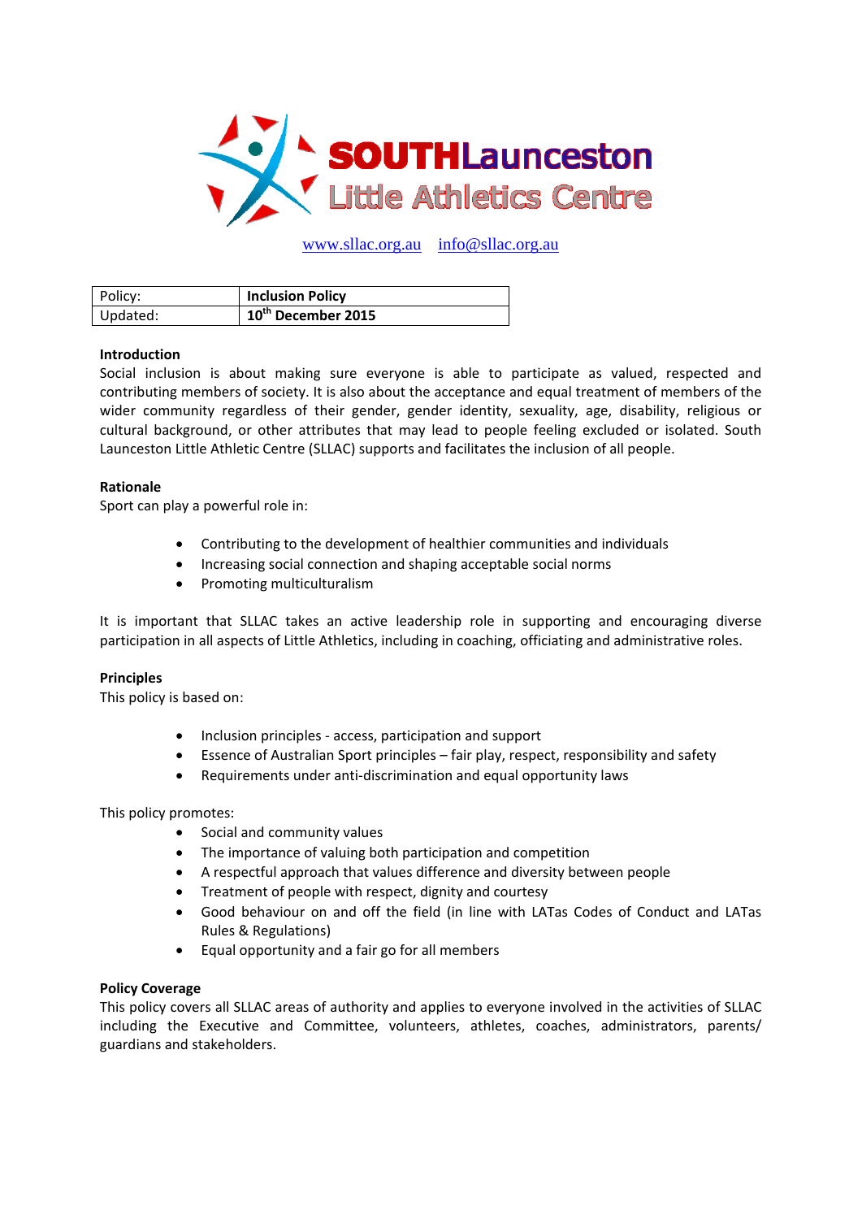**SOUTH Launceston Little Athletics Centre**

www.sllac.org.au   info@sllac.org.au

| Policy: | **Inclusion Policy** |
|---|---|
| Updated: | **10th December 2015** |

### Introduction

Social inclusion is about making sure everyone is able to participate as valued, respected and contributing members of society. It is also about the acceptance and equal treatment of members of the wider community regardless of their gender, gender identity, sexuality, age, disability, religious or cultural background, or other attributes that may lead to people feeling excluded or isolated. South Launceston Little Athletic Centre (SLLAC) supports and facilitates the inclusion of all people.

### Rationale

Sport can play a powerful role in:

- Contributing to the development of healthier communities and individuals
- Increasing social connection and shaping acceptable social norms
- Promoting multiculturalism

It is important that SLLAC takes an active leadership role in supporting and encouraging diverse participation in all aspects of Little Athletics, including in coaching, officiating and administrative roles.

### Principles

This policy is based on:

- Inclusion principles - access, participation and support
- Essence of Australian Sport principles – fair play, respect, responsibility and safety
- Requirements under anti-discrimination and equal opportunity laws

This policy promotes:

- Social and community values
- The importance of valuing both participation and competition
- A respectful approach that values difference and diversity between people
- Treatment of people with respect, dignity and courtesy
- Good behaviour on and off the field (in line with LATas Codes of Conduct and LATas Rules & Regulations)
- Equal opportunity and a fair go for all members

### Policy Coverage

This policy covers all SLLAC areas of authority and applies to everyone involved in the activities of SLLAC including the Executive and Committee, volunteers, athletes, coaches, administrators, parents/ guardians and stakeholders.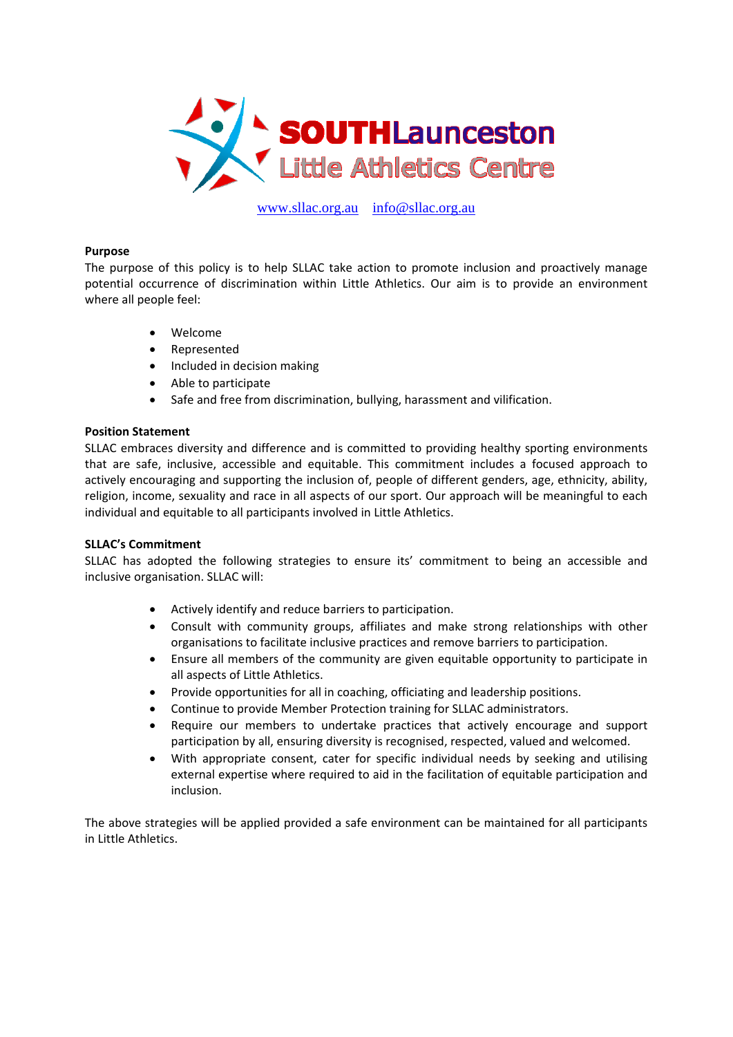SOUTHLaunceston
Little Athletics Centre

www.sllac.org.au info@sllac.org.au

**Purpose**

The purpose of this policy is to help SLLAC take action to promote inclusion and proactively manage potential occurrence of discrimination within Little Athletics. Our aim is to provide an environment where all people feel:

- Welcome
- Represented
- Included in decision making
- Able to participate
- Safe and free from discrimination, bullying, harassment and vilification.

**Position Statement**

SLLAC embraces diversity and difference and is committed to providing healthy sporting environments that are safe, inclusive, accessible and equitable. This commitment includes a focused approach to actively encouraging and supporting the inclusion of, people of different genders, age, ethnicity, ability, religion, income, sexuality and race in all aspects of our sport. Our approach will be meaningful to each individual and equitable to all participants involved in Little Athletics.

**SLLAC's Commitment**

SLLAC has adopted the following strategies to ensure its' commitment to being an accessible and inclusive organisation. SLLAC will:

- Actively identify and reduce barriers to participation.
- Consult with community groups, affiliates and make strong relationships with other organisations to facilitate inclusive practices and remove barriers to participation.
- Ensure all members of the community are given equitable opportunity to participate in all aspects of Little Athletics.
- Provide opportunities for all in coaching, officiating and leadership positions.
- Continue to provide Member Protection training for SLLAC administrators.
- Require our members to undertake practices that actively encourage and support participation by all, ensuring diversity is recognised, respected, valued and welcomed.
- With appropriate consent, cater for specific individual needs by seeking and utilising external expertise where required to aid in the facilitation of equitable participation and inclusion.

The above strategies will be applied provided a safe environment can be maintained for all participants in Little Athletics.